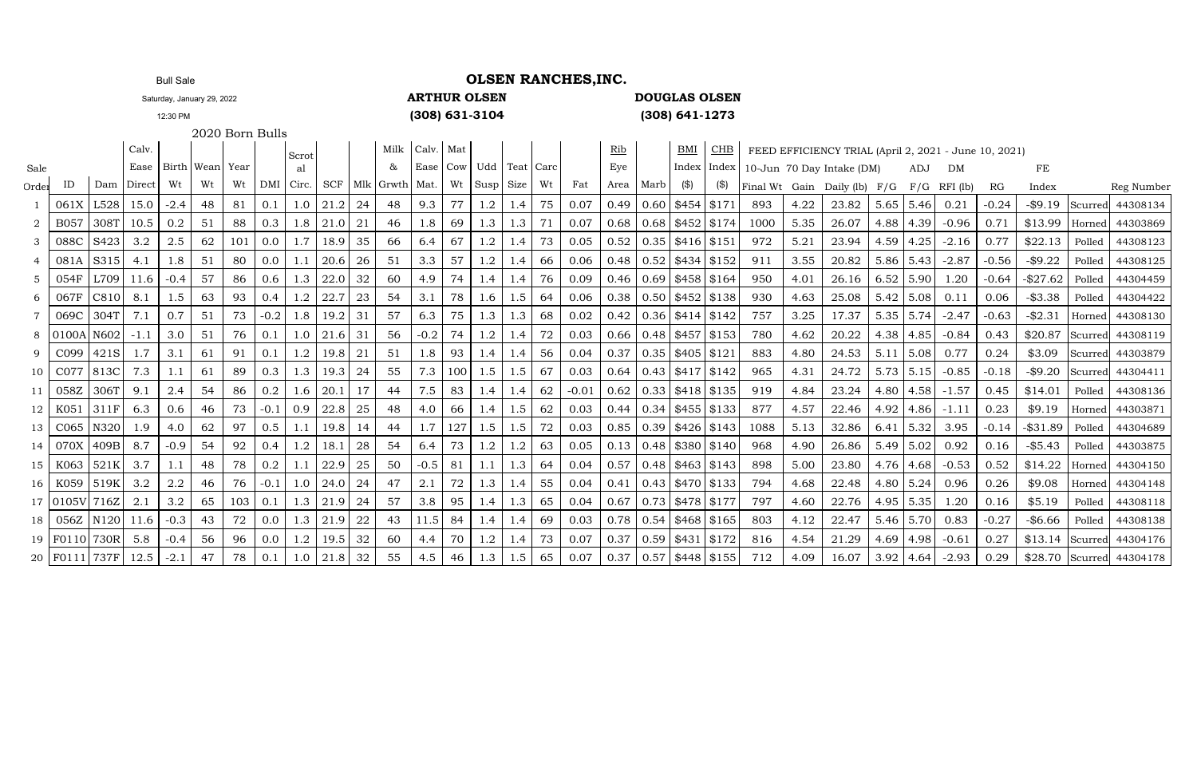Bull Sale

Saturday, January 29, 2022

12:30 PM

# OLSEN RANCHES,INC.

**ARTHUR OLSEN** **(308) 631-3104**

**DOUGLAS OLSEN** **(308) 641-1273**

2020 Born Bulls

| Sale Order | ID | Dam | Calv. Ease Direct | Birth Wt | Wean Wt | Year Wt | DMI | Scrotal Circ. | SCF | Mlk | Milk & Grwth | Calv. Ease Mat. | Mat Cow Wt | Udd Susp | Teat Size | Carc Wt | Fat | Rib Eye Area | Marb | BMI Index ($) | CHB Index ($) | FEED EFFICIENCY TRIAL (April 2, 2021 - June 10, 2021) 10-Jun Final Wt | 70 Day Gain | Intake (DM) Daily (lb) | F/G | ADJ F/G | DM RFI (lb) | RG | FE Index | | Reg Number |
|---|---|---|---|---|---|---|---|---|---|---|---|---|---|---|---|---|---|---|---|---|---|---|---|---|---|---|---|---|---|---|---|
| 1 | 061X | L528 | 15.0 | -2.4 | 48 | 81 | 0.1 | 1.0 | 21.2 | 24 | 48 | 9.3 | 77 | 1.2 | 1.4 | 75 | 0.07 | 0.49 | 0.60 | $454 | $171 | 893 | 4.22 | 23.82 | 5.65 | 5.46 | 0.21 | -0.24 | -$9.19 | Scurred | 44308134 |
| 2 | B057 | 308T | 10.5 | 0.2 | 51 | 88 | 0.3 | 1.8 | 21.0 | 21 | 46 | 1.8 | 69 | 1.3 | 1.3 | 71 | 0.07 | 0.68 | 0.68 | $452 | $174 | 1000 | 5.35 | 26.07 | 4.88 | 4.39 | -0.96 | 0.71 | $13.99 | Horned | 44303869 |
| 3 | 088C | S423 | 3.2 | 2.5 | 62 | 101 | 0.0 | 1.7 | 18.9 | 35 | 66 | 6.4 | 67 | 1.2 | 1.4 | 73 | 0.05 | 0.52 | 0.35 | $416 | $151 | 972 | 5.21 | 23.94 | 4.59 | 4.25 | -2.16 | 0.77 | $22.13 | Polled | 44308123 |
| 4 | 081A | S315 | 4.1 | 1.8 | 51 | 80 | 0.0 | 1.1 | 20.6 | 26 | 51 | 3.3 | 57 | 1.2 | 1.4 | 66 | 0.06 | 0.48 | 0.52 | $434 | $152 | 911 | 3.55 | 20.82 | 5.86 | 5.43 | -2.87 | -0.56 | -$9.22 | Polled | 44308125 |
| 5 | 054F | L709 | 11.6 | -0.4 | 57 | 86 | 0.6 | 1.3 | 22.0 | 32 | 60 | 4.9 | 74 | 1.4 | 1.4 | 76 | 0.09 | 0.46 | 0.69 | $458 | $164 | 950 | 4.01 | 26.16 | 6.52 | 5.90 | 1.20 | -0.64 | -$27.62 | Polled | 44304459 |
| 6 | 067F | C810 | 8.1 | 1.5 | 63 | 93 | 0.4 | 1.2 | 22.7 | 23 | 54 | 3.1 | 78 | 1.6 | 1.5 | 64 | 0.06 | 0.38 | 0.50 | $452 | $138 | 930 | 4.63 | 25.08 | 5.42 | 5.08 | 0.11 | 0.06 | -$3.38 | Polled | 44304422 |
| 7 | 069C | 304T | 7.1 | 0.7 | 51 | 73 | -0.2 | 1.8 | 19.2 | 31 | 57 | 6.3 | 75 | 1.3 | 1.3 | 68 | 0.02 | 0.42 | 0.36 | $414 | $142 | 757 | 3.25 | 17.37 | 5.35 | 5.74 | -2.47 | -0.63 | -$2.31 | Horned | 44308130 |
| 8 | 0100A | N602 | -1.1 | 3.0 | 51 | 76 | 0.1 | 1.0 | 21.6 | 31 | 56 | -0.2 | 74 | 1.2 | 1.4 | 72 | 0.03 | 0.66 | 0.48 | $457 | $153 | 780 | 4.62 | 20.22 | 4.38 | 4.85 | -0.84 | 0.43 | $20.87 | Scurred | 44308119 |
| 9 | C099 | 421S | 1.7 | 3.1 | 61 | 91 | 0.1 | 1.2 | 19.8 | 21 | 51 | 1.8 | 93 | 1.4 | 1.4 | 56 | 0.04 | 0.37 | 0.35 | $405 | $121 | 883 | 4.80 | 24.53 | 5.11 | 5.08 | 0.77 | 0.24 | $3.09 | Scurred | 44303879 |
| 10 | C077 | 813C | 7.3 | 1.1 | 61 | 89 | 0.3 | 1.3 | 19.3 | 24 | 55 | 7.3 | 100 | 1.5 | 1.5 | 67 | 0.03 | 0.64 | 0.43 | $417 | $142 | 965 | 4.31 | 24.72 | 5.73 | 5.15 | -0.85 | -0.18 | -$9.20 | Scurred | 44304411 |
| 11 | 058Z | 306T | 9.1 | 2.4 | 54 | 86 | 0.2 | 1.6 | 20.1 | 17 | 44 | 7.5 | 83 | 1.4 | 1.4 | 62 | -0.01 | 0.62 | 0.33 | $418 | $135 | 919 | 4.84 | 23.24 | 4.80 | 4.58 | -1.57 | 0.45 | $14.01 | Polled | 44308136 |
| 12 | K051 | 311F | 6.3 | 0.6 | 46 | 73 | -0.1 | 0.9 | 22.8 | 25 | 48 | 4.0 | 66 | 1.4 | 1.5 | 62 | 0.03 | 0.44 | 0.34 | $455 | $133 | 877 | 4.57 | 22.46 | 4.92 | 4.86 | -1.11 | 0.23 | $9.19 | Horned | 44303871 |
| 13 | C065 | N320 | 1.9 | 4.0 | 62 | 97 | 0.5 | 1.1 | 19.8 | 14 | 44 | 1.7 | 127 | 1.5 | 1.5 | 72 | 0.03 | 0.85 | 0.39 | $426 | $143 | 1088 | 5.13 | 32.86 | 6.41 | 5.32 | 3.95 | -0.14 | -$31.89 | Polled | 44304689 |
| 14 | 070X | 409B | 8.7 | -0.9 | 54 | 92 | 0.4 | 1.2 | 18.1 | 28 | 54 | 6.4 | 73 | 1.2 | 1.2 | 63 | 0.05 | 0.13 | 0.48 | $380 | $140 | 968 | 4.90 | 26.86 | 5.49 | 5.02 | 0.92 | 0.16 | -$5.43 | Polled | 44303875 |
| 15 | K063 | 521K | 3.7 | 1.1 | 48 | 78 | 0.2 | 1.1 | 22.9 | 25 | 50 | -0.5 | 81 | 1.1 | 1.3 | 64 | 0.04 | 0.57 | 0.48 | $463 | $143 | 898 | 5.00 | 23.80 | 4.76 | 4.68 | -0.53 | 0.52 | $14.22 | Horned | 44304150 |
| 16 | K059 | 519K | 3.2 | 2.2 | 46 | 76 | -0.1 | 1.0 | 24.0 | 24 | 47 | 2.1 | 72 | 1.3 | 1.4 | 55 | 0.04 | 0.41 | 0.43 | $470 | $133 | 794 | 4.68 | 22.48 | 4.80 | 5.24 | 0.96 | 0.26 | $9.08 | Horned | 44304148 |
| 17 | 0105V | 716Z | 2.1 | 3.2 | 65 | 103 | 0.1 | 1.3 | 21.9 | 24 | 57 | 3.8 | 95 | 1.4 | 1.3 | 65 | 0.04 | 0.67 | 0.73 | $478 | $177 | 797 | 4.60 | 22.76 | 4.95 | 5.35 | 1.20 | 0.16 | $5.19 | Polled | 44308118 |
| 18 | 056Z | N120 | 11.6 | -0.3 | 43 | 72 | 0.0 | 1.3 | 21.9 | 22 | 43 | 11.5 | 84 | 1.4 | 1.4 | 69 | 0.03 | 0.78 | 0.54 | $468 | $165 | 803 | 4.12 | 22.47 | 5.46 | 5.70 | 0.83 | -0.27 | -$6.66 | Polled | 44308138 |
| 19 | F0110 | 730R | 5.8 | -0.4 | 56 | 96 | 0.0 | 1.2 | 19.5 | 32 | 60 | 4.4 | 70 | 1.2 | 1.4 | 73 | 0.07 | 0.37 | 0.59 | $431 | $172 | 816 | 4.54 | 21.29 | 4.69 | 4.98 | -0.61 | 0.27 | $13.14 | Scurred | 44304176 |
| 20 | F0111 | 737F | 12.5 | -2.1 | 47 | 78 | 0.1 | 1.0 | 21.8 | 32 | 55 | 4.5 | 46 | 1.3 | 1.5 | 65 | 0.07 | 0.37 | 0.57 | $448 | $155 | 712 | 4.09 | 16.07 | 3.92 | 4.64 | -2.93 | 0.29 | $28.70 | Scurred | 44304178 |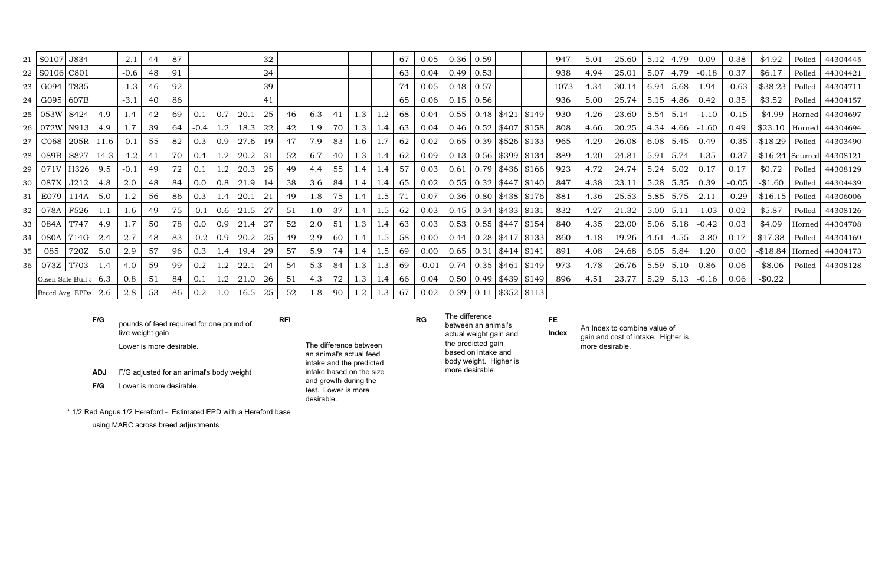| | | | | | | | | | | | | | | | | | | | | | | | | | | | | | | | |
|---|---|---|---|---|---|---|---|---|---|---|---|---|---|---|---|---|---|---|---|---|---|---|---|---|---|---|---|---|---|---|---|
| 21 | S0107 | J834 | | -2.1 | 44 | 87 | | | | 32 | | | | | | | 67 | 0.05 | 0.36 | 0.59 | | | 947 | 5.01 | 25.60 | 5.12 | 4.79 | 0.09 | 0.38 | $4.92 | Polled | 44304445 |
| 22 | S0106 | C801 | | -0.6 | 48 | 91 | | | | 24 | | | | | | | 63 | 0.04 | 0.49 | 0.53 | | | 938 | 4.94 | 25.01 | 5.07 | 4.79 | -0.18 | 0.37 | $6.17 | Polled | 44304421 |
| 23 | G094 | T835 | | -1.3 | 46 | 92 | | | | 39 | | | | | | | 74 | 0.05 | 0.48 | 0.57 | | | 1073 | 4.34 | 30.14 | 6.94 | 5.68 | 1.94 | -0.63 | -$38.23 | Polled | 44304711 |
| 24 | G095 | 607B | | -3.1 | 40 | 86 | | | | 41 | | | | | | | 65 | 0.06 | 0.15 | 0.56 | | | 936 | 5.00 | 25.74 | 5.15 | 4.86 | 0.42 | 0.35 | $3.52 | Polled | 44304157 |
| 25 | 053W | S424 | 4.9 | 1.4 | 42 | 69 | 0.1 | 0.7 | 20.1 | 25 | 46 | 6.3 | 41 | 1.3 | 1.2 | 68 | 0.04 | 0.55 | 0.48 | $421 | $149 | 930 | 4.26 | 23.60 | 5.54 | 5.14 | -1.10 | -0.15 | -$4.99 | Horned | 44304697 |
| 26 | 072W | N913 | 4.9 | 1.7 | 39 | 64 | -0.4 | 1.2 | 18.3 | 22 | 42 | 1.9 | 70 | 1.3 | 1.4 | 63 | 0.04 | 0.46 | 0.52 | $407 | $158 | 808 | 4.66 | 20.25 | 4.34 | 4.66 | -1.60 | 0.49 | $23.10 | Horned | 44304694 |
| 27 | C068 | 205R | 11.6 | -0.1 | 55 | 82 | 0.3 | 0.9 | 27.6 | 19 | 47 | 7.9 | 83 | 1.6 | 1.7 | 62 | 0.02 | 0.65 | 0.39 | $526 | $133 | 965 | 4.29 | 26.08 | 6.08 | 5.45 | 0.49 | -0.35 | -$18.29 | Polled | 44303490 |
| 28 | 089B | S827 | 14.3 | -4.2 | 41 | 70 | 0.4 | 1.2 | 20.2 | 31 | 52 | 6.7 | 40 | 1.3 | 1.4 | 62 | 0.09 | 0.13 | 0.56 | $399 | $134 | 889 | 4.20 | 24.81 | 5.91 | 5.74 | 1.35 | -0.37 | -$16.24 | Scurred | 44308121 |
| 29 | 071V | H326 | 9.5 | -0.1 | 49 | 72 | 0.1 | 1.2 | 20.3 | 25 | 49 | 4.4 | 55 | 1.4 | 1.4 | 57 | 0.03 | 0.61 | 0.79 | $436 | $166 | 923 | 4.72 | 24.74 | 5.24 | 5.02 | 0.17 | 0.17 | $0.72 | Polled | 44308129 |
| 30 | 087X | J212 | 4.8 | 2.0 | 48 | 84 | 0.0 | 0.8 | 21.9 | 14 | 38 | 3.6 | 84 | 1.4 | 1.4 | 65 | 0.02 | 0.55 | 0.32 | $447 | $140 | 847 | 4.38 | 23.11 | 5.28 | 5.35 | 0.39 | -0.05 | -$1.60 | Polled | 44304439 |
| 31 | E079 | 114A | 5.0 | 1.2 | 56 | 86 | 0.3 | 1.4 | 20.1 | 21 | 49 | 1.8 | 75 | 1.4 | 1.5 | 71 | 0.07 | 0.36 | 0.80 | $438 | $176 | 881 | 4.36 | 25.53 | 5.85 | 5.75 | 2.11 | -0.29 | -$16.15 | Polled | 44306006 |
| 32 | 078A | F526 | 1.1 | 1.6 | 49 | 75 | -0.1 | 0.6 | 21.5 | 27 | 51 | 1.0 | 37 | 1.4 | 1.5 | 62 | 0.03 | 0.45 | 0.34 | $433 | $131 | 832 | 4.27 | 21.32 | 5.00 | 5.11 | -1.03 | 0.02 | $5.87 | Polled | 44308126 |
| 33 | 084A | T747 | 4.9 | 1.7 | 50 | 78 | 0.0 | 0.9 | 21.4 | 27 | 52 | 2.0 | 51 | 1.3 | 1.4 | 63 | 0.03 | 0.53 | 0.55 | $447 | $154 | 840 | 4.35 | 22.00 | 5.06 | 5.18 | -0.42 | 0.03 | $4.09 | Horned | 44304708 |
| 34 | 080A | 714G | 2.4 | 2.7 | 48 | 83 | -0.2 | 0.9 | 20.2 | 25 | 49 | 2.9 | 60 | 1.4 | 1.5 | 58 | 0.00 | 0.44 | 0.28 | $417 | $133 | 860 | 4.18 | 19.26 | 4.61 | 4.55 | -3.80 | 0.17 | $17.38 | Polled | 44304169 |
| 35 | 085 | 720Z | 5.0 | 2.9 | 57 | 96 | 0.3 | 1.4 | 19.4 | 29 | 57 | 5.9 | 74 | 1.4 | 1.5 | 69 | 0.00 | 0.65 | 0.31 | $414 | $141 | 891 | 4.08 | 24.68 | 6.05 | 5.84 | 1.20 | 0.00 | -$18.84 | Horned | 44304173 |
| 36 | 073Z | T703 | 1.4 | 4.0 | 59 | 99 | 0.2 | 1.2 | 22.1 | 24 | 54 | 5.3 | 84 | 1.3 | 1.3 | 69 | -0.01 | 0.74 | 0.35 | $461 | $149 | 973 | 4.78 | 26.76 | 5.59 | 5.10 | 0.86 | 0.06 | -$8.06 | Polled | 44308128 |
| Olsen Sale Bull a | | | 6.3 | 0.8 | 51 | 84 | 0.1 | 1.2 | 21.0 | 26 | 51 | 4.3 | 72 | 1.3 | 1.4 | 66 | 0.04 | 0.50 | 0.49 | $439 | $149 | 896 | 4.51 | 23.77 | 5.29 | 5.13 | -0.16 | 0.06 | -$0.22 | | |
| Breed Avg. EPDs | | | 2.6 | 2.8 | 53 | 86 | 0.2 | 1.0 | 16.5 | 25 | 52 | 1.8 | 90 | 1.2 | 1.3 | 67 | 0.02 | 0.39 | 0.11 | $352 | $113 | | | | | | | | | | |

**F/G** pounds of feed required for one pound of live weight gain. Lower is more desirable.

**ADJ F/G** F/G adjusted for an animal's body weight. Lower is more desirable.

**RFI** The difference between an animal's actual feed intake and the predicted intake based on the size and growth during the test. Lower is more desirable.

**RG** The difference between an animal's actual weight gain and the predicted gain based on intake and body weight. Higher is more desirable.

**FE Index** An Index to combine value of gain and cost of intake. Higher is more desirable.

* 1/2 Red Angus 1/2 Hereford - Estimated EPD with a Hereford base using MARC across breed adjustments